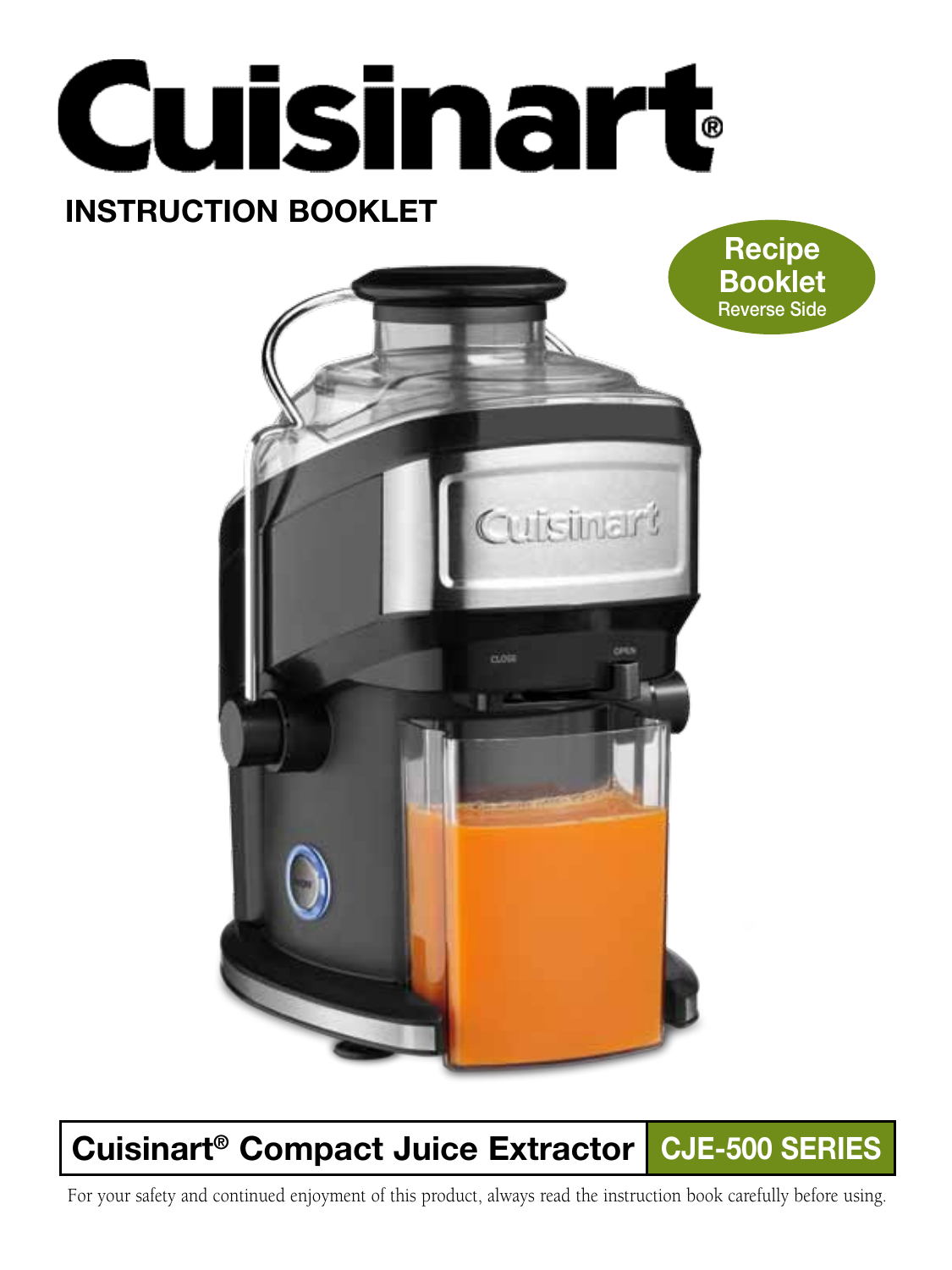# Cuisinart®

## INSTRUCTION BOOKLET

**Recipe Booklet**
Reverse Side

## Cuisinart® Compact Juice Extractor CJE-500 SERIES

For your safety and continued enjoyment of this product, always read the instruction book carefully before using.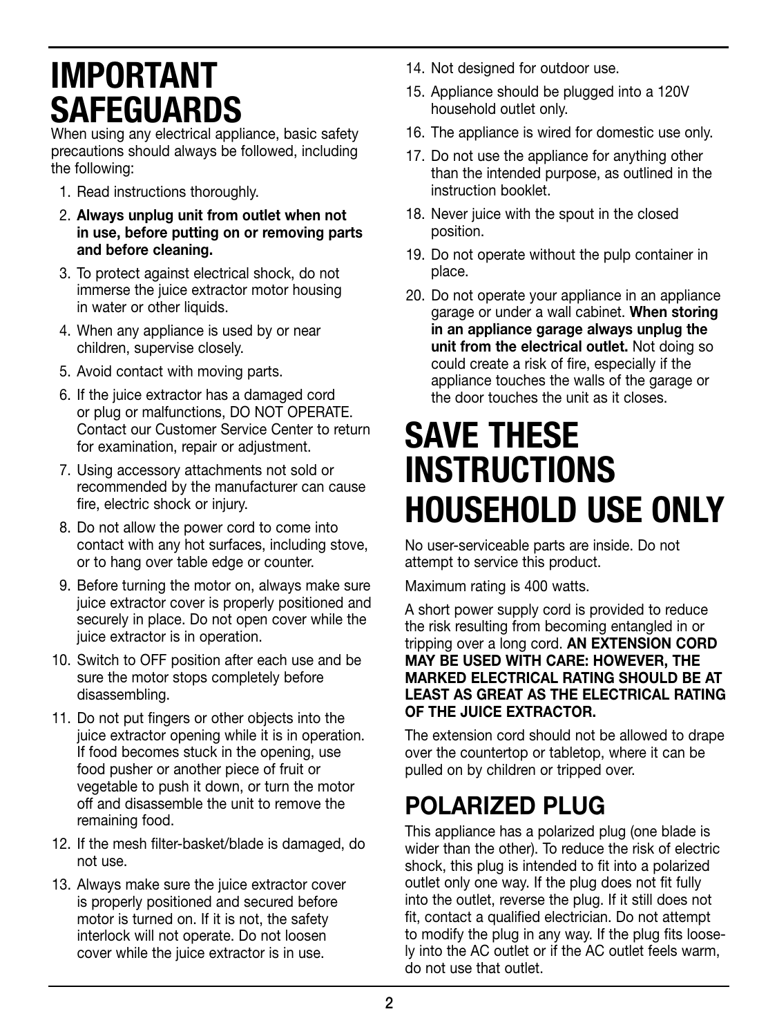# IMPORTANT SAFEGUARDS

When using any electrical appliance, basic safety precautions should always be followed, including the following:

1. Read instructions thoroughly.
2. **Always unplug unit from outlet when not in use, before putting on or removing parts and before cleaning.**
3. To protect against electrical shock, do not immerse the juice extractor motor housing in water or other liquids.
4. When any appliance is used by or near children, supervise closely.
5. Avoid contact with moving parts.
6. If the juice extractor has a damaged cord or plug or malfunctions, DO NOT OPERATE. Contact our Customer Service Center to return for examination, repair or adjustment.
7. Using accessory attachments not sold or recommended by the manufacturer can cause fire, electric shock or injury.
8. Do not allow the power cord to come into contact with any hot surfaces, including stove, or to hang over table edge or counter.
9. Before turning the motor on, always make sure juice extractor cover is properly positioned and securely in place. Do not open cover while the juice extractor is in operation.
10. Switch to OFF position after each use and be sure the motor stops completely before disassembling.
11. Do not put fingers or other objects into the juice extractor opening while it is in operation. If food becomes stuck in the opening, use food pusher or another piece of fruit or vegetable to push it down, or turn the motor off and disassemble the unit to remove the remaining food.
12. If the mesh filter-basket/blade is damaged, do not use.
13. Always make sure the juice extractor cover is properly positioned and secured before motor is turned on. If it is not, the safety interlock will not operate. Do not loosen cover while the juice extractor is in use.
14. Not designed for outdoor use.
15. Appliance should be plugged into a 120V household outlet only.
16. The appliance is wired for domestic use only.
17. Do not use the appliance for anything other than the intended purpose, as outlined in the instruction booklet.
18. Never juice with the spout in the closed position.
19. Do not operate without the pulp container in place.
20. Do not operate your appliance in an appliance garage or under a wall cabinet. **When storing in an appliance garage always unplug the unit from the electrical outlet.** Not doing so could create a risk of fire, especially if the appliance touches the walls of the garage or the door touches the unit as it closes.

# SAVE THESE INSTRUCTIONS HOUSEHOLD USE ONLY

No user-serviceable parts are inside. Do not attempt to service this product.

Maximum rating is 400 watts.

A short power supply cord is provided to reduce the risk resulting from becoming entangled in or tripping over a long cord. **AN EXTENSION CORD MAY BE USED WITH CARE: HOWEVER, THE MARKED ELECTRICAL RATING SHOULD BE AT LEAST AS GREAT AS THE ELECTRICAL RATING OF THE JUICE EXTRACTOR.**

The extension cord should not be allowed to drape over the countertop or tabletop, where it can be pulled on by children or tripped over.

## POLARIZED PLUG

This appliance has a polarized plug (one blade is wider than the other). To reduce the risk of electric shock, this plug is intended to fit into a polarized outlet only one way. If the plug does not fit fully into the outlet, reverse the plug. If it still does not fit, contact a qualified electrician. Do not attempt to modify the plug in any way. If the plug fits loosely into the AC outlet or if the AC outlet feels warm, do not use that outlet.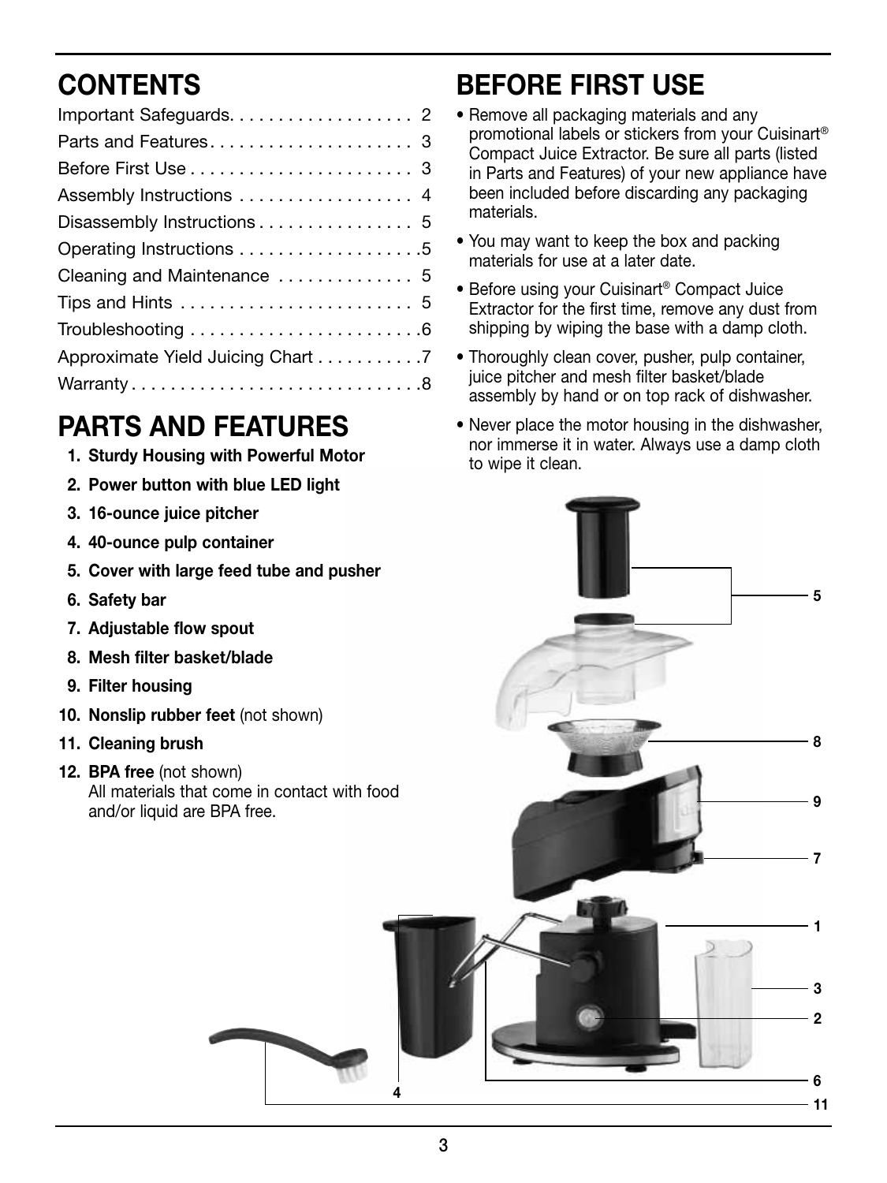## CONTENTS

| | |
|---|---|
| Important Safeguards | 2 |
| Parts and Features | 3 |
| Before First Use | 3 |
| Assembly Instructions | 4 |
| Disassembly Instructions | 5 |
| Operating Instructions | 5 |
| Cleaning and Maintenance | 5 |
| Tips and Hints | 5 |
| Troubleshooting | 6 |
| Approximate Yield Juicing Chart | 7 |
| Warranty | 8 |

## PARTS AND FEATURES

1. **Sturdy Housing with Powerful Motor**
2. **Power button with blue LED light**
3. **16-ounce juice pitcher**
4. **40-ounce pulp container**
5. **Cover with large feed tube and pusher**
6. **Safety bar**
7. **Adjustable flow spout**
8. **Mesh filter basket/blade**
9. **Filter housing**
10. **Nonslip rubber feet** (not shown)
11. **Cleaning brush**
12. **BPA free** (not shown)
    All materials that come in contact with food and/or liquid are BPA free.

## BEFORE FIRST USE

- Remove all packaging materials and any promotional labels or stickers from your Cuisinart® Compact Juice Extractor. Be sure all parts (listed in Parts and Features) of your new appliance have been included before discarding any packaging materials.
- You may want to keep the box and packing materials for use at a later date.
- Before using your Cuisinart® Compact Juice Extractor for the first time, remove any dust from shipping by wiping the base with a damp cloth.
- Thoroughly clean cover, pusher, pulp container, juice pitcher and mesh filter basket/blade assembly by hand or on top rack of dishwasher.
- Never place the motor housing in the dishwasher, nor immerse it in water. Always use a damp cloth to wipe it clean.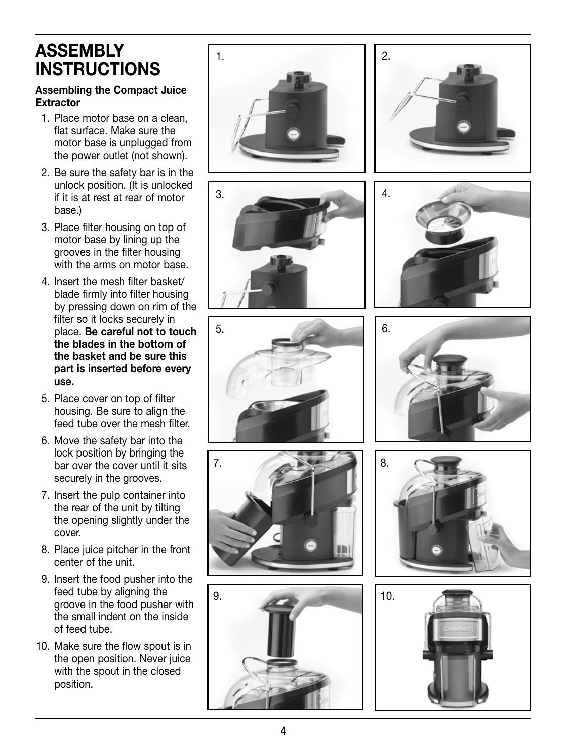# ASSEMBLY INSTRUCTIONS

**Assembling the Compact Juice Extractor**

1. Place motor base on a clean, flat surface. Make sure the motor base is unplugged from the power outlet (not shown).
2. Be sure the safety bar is in the unlock position. (It is unlocked if it is at rest at rear of motor base.)
3. Place filter housing on top of motor base by lining up the grooves in the filter housing with the arms on motor base.
4. Insert the mesh filter basket/ blade firmly into filter housing by pressing down on rim of the filter so it locks securely in place. **Be careful not to touch the blades in the bottom of the basket and be sure this part is inserted before every use.**
5. Place cover on top of filter housing. Be sure to align the feed tube over the mesh filter.
6. Move the safety bar into the lock position by bringing the bar over the cover until it sits securely in the grooves.
7. Insert the pulp container into the rear of the unit by tilting the opening slightly under the cover.
8. Place juice pitcher in the front center of the unit.
9. Insert the food pusher into the feed tube by aligning the groove in the food pusher with the small indent on the inside of feed tube.
10. Make sure the flow spout is in the open position. Never juice with the spout in the closed position.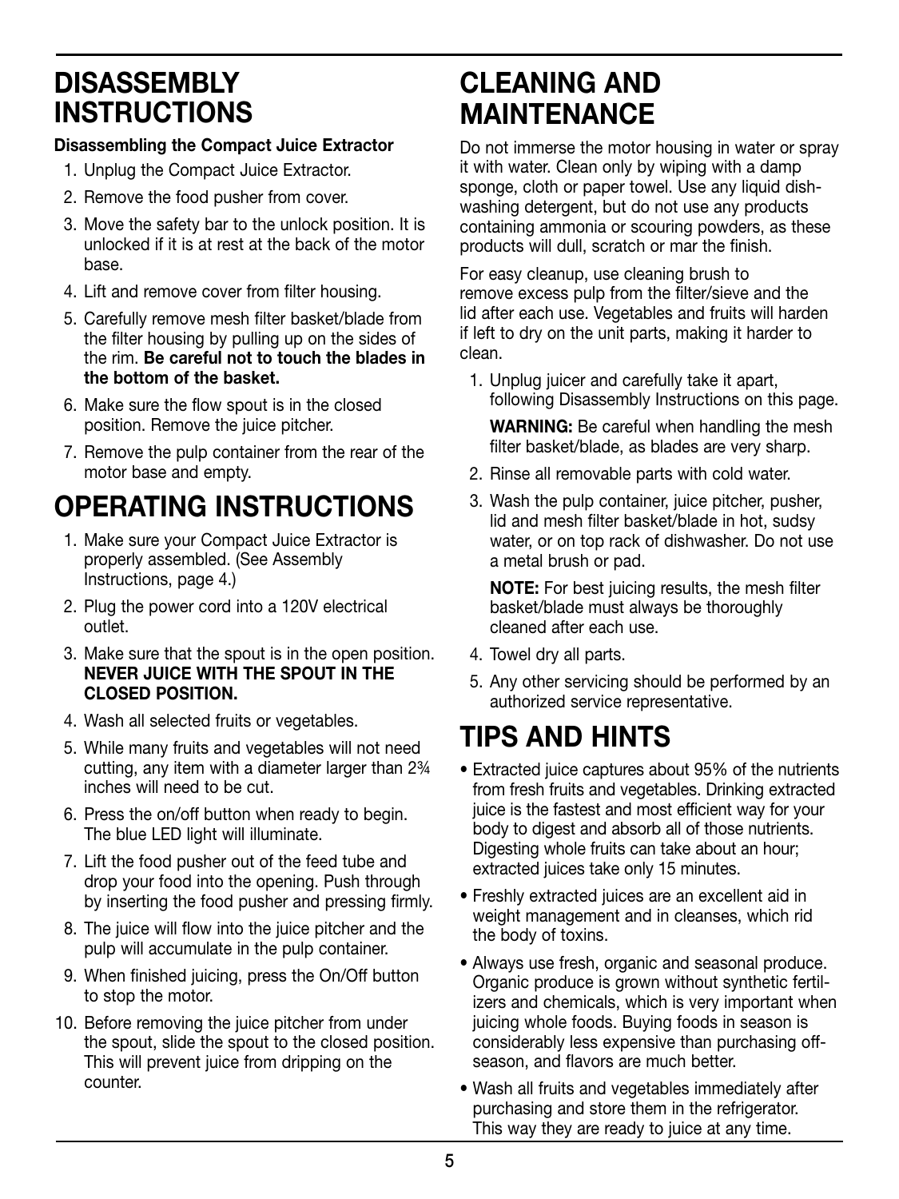# DISASSEMBLY INSTRUCTIONS

**Disassembling the Compact Juice Extractor**

1. Unplug the Compact Juice Extractor.
2. Remove the food pusher from cover.
3. Move the safety bar to the unlock position. It is unlocked if it is at rest at the back of the motor base.
4. Lift and remove cover from filter housing.
5. Carefully remove mesh filter basket/blade from the filter housing by pulling up on the sides of the rim. **Be careful not to touch the blades in the bottom of the basket.**
6. Make sure the flow spout is in the closed position. Remove the juice pitcher.
7. Remove the pulp container from the rear of the motor base and empty.

# OPERATING INSTRUCTIONS

1. Make sure your Compact Juice Extractor is properly assembled. (See Assembly Instructions, page 4.)
2. Plug the power cord into a 120V electrical outlet.
3. Make sure that the spout is in the open position. **NEVER JUICE WITH THE SPOUT IN THE CLOSED POSITION.**
4. Wash all selected fruits or vegetables.
5. While many fruits and vegetables will not need cutting, any item with a diameter larger than 2¾ inches will need to be cut.
6. Press the on/off button when ready to begin. The blue LED light will illuminate.
7. Lift the food pusher out of the feed tube and drop your food into the opening. Push through by inserting the food pusher and pressing firmly.
8. The juice will flow into the juice pitcher and the pulp will accumulate in the pulp container.
9. When finished juicing, press the On/Off button to stop the motor.
10. Before removing the juice pitcher from under the spout, slide the spout to the closed position. This will prevent juice from dripping on the counter.

# CLEANING AND MAINTENANCE

Do not immerse the motor housing in water or spray it with water. Clean only by wiping with a damp sponge, cloth or paper towel. Use any liquid dish-washing detergent, but do not use any products containing ammonia or scouring powders, as these products will dull, scratch or mar the finish.

For easy cleanup, use cleaning brush to remove excess pulp from the filter/sieve and the lid after each use. Vegetables and fruits will harden if left to dry on the unit parts, making it harder to clean.

1. Unplug juicer and carefully take it apart, following Disassembly Instructions on this page.

   **WARNING:** Be careful when handling the mesh filter basket/blade, as blades are very sharp.
2. Rinse all removable parts with cold water.
3. Wash the pulp container, juice pitcher, pusher, lid and mesh filter basket/blade in hot, sudsy water, or on top rack of dishwasher. Do not use a metal brush or pad.

   **NOTE:** For best juicing results, the mesh filter basket/blade must always be thoroughly cleaned after each use.
4. Towel dry all parts.
5. Any other servicing should be performed by an authorized service representative.

# TIPS AND HINTS

- Extracted juice captures about 95% of the nutrients from fresh fruits and vegetables. Drinking extracted juice is the fastest and most efficient way for your body to digest and absorb all of those nutrients. Digesting whole fruits can take about an hour; extracted juices take only 15 minutes.
- Freshly extracted juices are an excellent aid in weight management and in cleanses, which rid the body of toxins.
- Always use fresh, organic and seasonal produce. Organic produce is grown without synthetic fertilizers and chemicals, which is very important when juicing whole foods. Buying foods in season is considerably less expensive than purchasing off-season, and flavors are much better.
- Wash all fruits and vegetables immediately after purchasing and store them in the refrigerator. This way they are ready to juice at any time.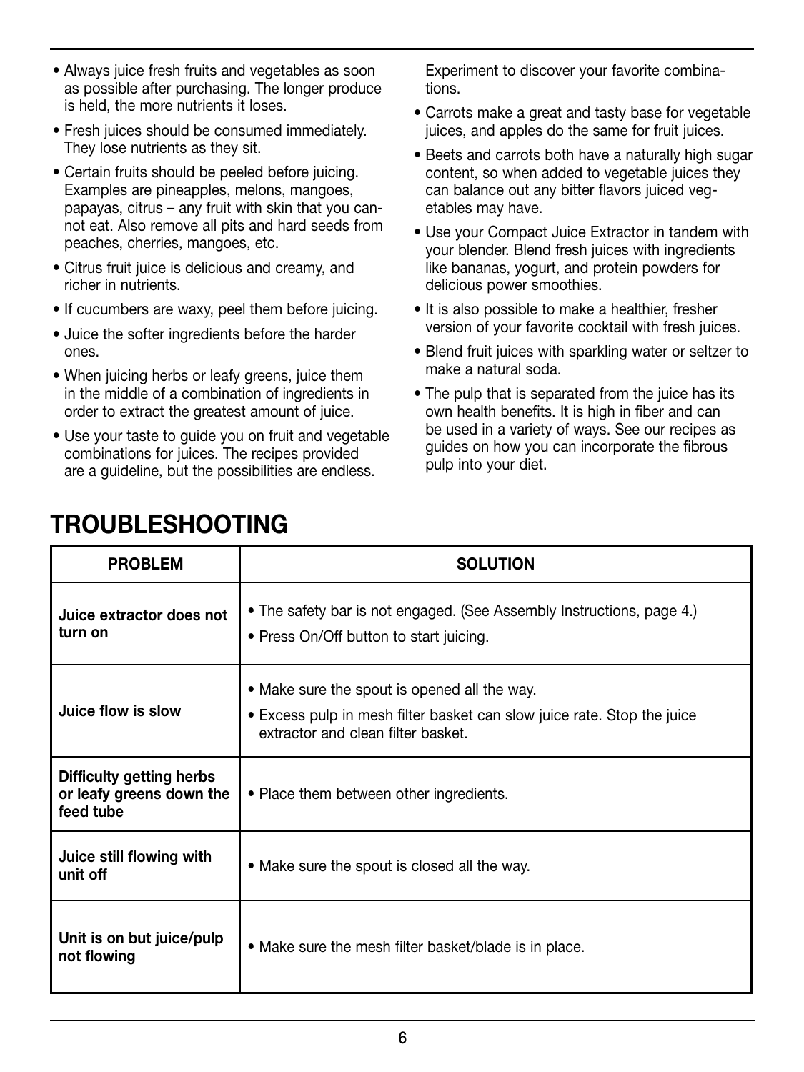- Always juice fresh fruits and vegetables as soon as possible after purchasing. The longer produce is held, the more nutrients it loses.
- Fresh juices should be consumed immediately. They lose nutrients as they sit.
- Certain fruits should be peeled before juicing. Examples are pineapples, melons, mangoes, papayas, citrus – any fruit with skin that you cannot eat. Also remove all pits and hard seeds from peaches, cherries, mangoes, etc.
- Citrus fruit juice is delicious and creamy, and richer in nutrients.
- If cucumbers are waxy, peel them before juicing.
- Juice the softer ingredients before the harder ones.
- When juicing herbs or leafy greens, juice them in the middle of a combination of ingredients in order to extract the greatest amount of juice.
- Use your taste to guide you on fruit and vegetable combinations for juices. The recipes provided are a guideline, but the possibilities are endless. Experiment to discover your favorite combinations.
- Carrots make a great and tasty base for vegetable juices, and apples do the same for fruit juices.
- Beets and carrots both have a naturally high sugar content, so when added to vegetable juices they can balance out any bitter flavors juiced vegetables may have.
- Use your Compact Juice Extractor in tandem with your blender. Blend fresh juices with ingredients like bananas, yogurt, and protein powders for delicious power smoothies.
- It is also possible to make a healthier, fresher version of your favorite cocktail with fresh juices.
- Blend fruit juices with sparkling water or seltzer to make a natural soda.
- The pulp that is separated from the juice has its own health benefits. It is high in fiber and can be used in a variety of ways. See our recipes as guides on how you can incorporate the fibrous pulp into your diet.

# TROUBLESHOOTING

| PROBLEM | SOLUTION |
|---|---|
| **Juice extractor does not turn on** | • The safety bar is not engaged. (See Assembly Instructions, page 4.)<br>• Press On/Off button to start juicing. |
| **Juice flow is slow** | • Make sure the spout is opened all the way.<br>• Excess pulp in mesh filter basket can slow juice rate. Stop the juice extractor and clean filter basket. |
| **Difficulty getting herbs or leafy greens down the feed tube** | • Place them between other ingredients. |
| **Juice still flowing with unit off** | • Make sure the spout is closed all the way. |
| **Unit is on but juice/pulp not flowing** | • Make sure the mesh filter basket/blade is in place. |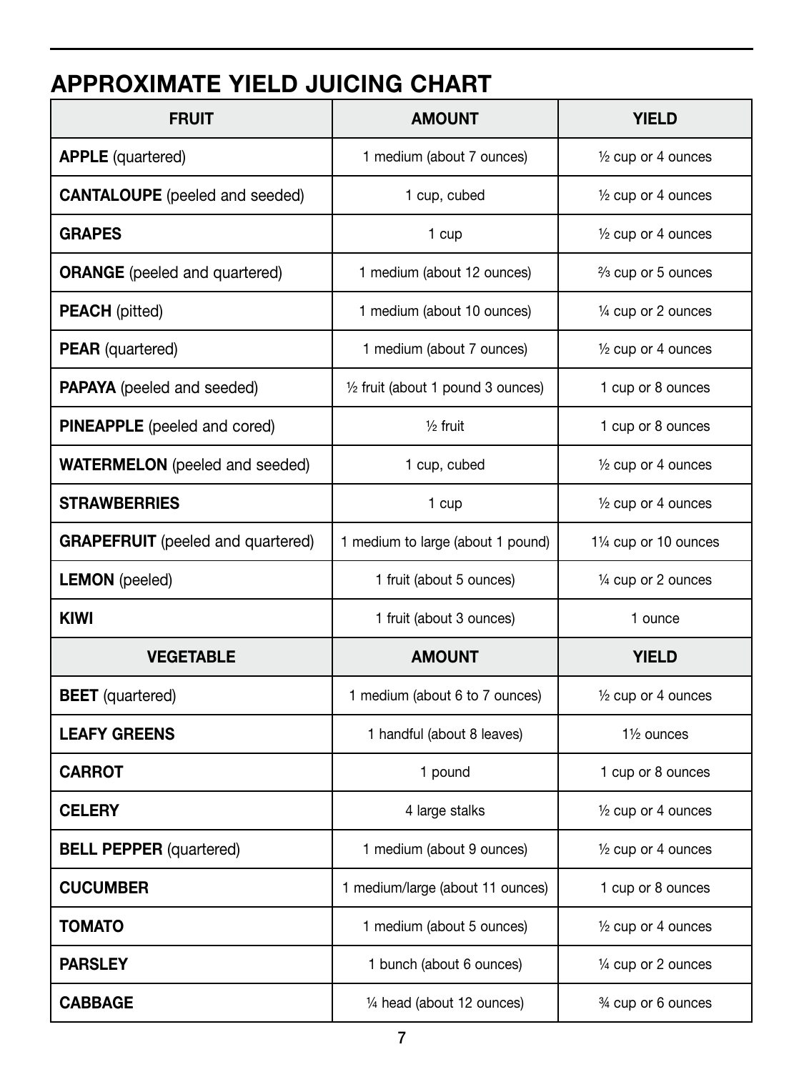## APPROXIMATE YIELD JUICING CHART

| FRUIT | AMOUNT | YIELD |
| --- | --- | --- |
| **APPLE** (quartered) | 1 medium (about 7 ounces) | ½ cup or 4 ounces |
| **CANTALOUPE** (peeled and seeded) | 1 cup, cubed | ½ cup or 4 ounces |
| **GRAPES** | 1 cup | ½ cup or 4 ounces |
| **ORANGE** (peeled and quartered) | 1 medium (about 12 ounces) | ⅔ cup or 5 ounces |
| **PEACH** (pitted) | 1 medium (about 10 ounces) | ¼ cup or 2 ounces |
| **PEAR** (quartered) | 1 medium (about 7 ounces) | ½ cup or 4 ounces |
| **PAPAYA** (peeled and seeded) | ½ fruit (about 1 pound 3 ounces) | 1 cup or 8 ounces |
| **PINEAPPLE** (peeled and cored) | ½ fruit | 1 cup or 8 ounces |
| **WATERMELON** (peeled and seeded) | 1 cup, cubed | ½ cup or 4 ounces |
| **STRAWBERRIES** | 1 cup | ½ cup or 4 ounces |
| **GRAPEFRUIT** (peeled and quartered) | 1 medium to large (about 1 pound) | 1¼ cup or 10 ounces |
| **LEMON** (peeled) | 1 fruit (about 5 ounces) | ¼ cup or 2 ounces |
| **KIWI** | 1 fruit (about 3 ounces) | 1 ounce |
| **VEGETABLE** | **AMOUNT** | **YIELD** |
| **BEET** (quartered) | 1 medium (about 6 to 7 ounces) | ½ cup or 4 ounces |
| **LEAFY GREENS** | 1 handful (about 8 leaves) | 1½ ounces |
| **CARROT** | 1 pound | 1 cup or 8 ounces |
| **CELERY** | 4 large stalks | ½ cup or 4 ounces |
| **BELL PEPPER** (quartered) | 1 medium (about 9 ounces) | ½ cup or 4 ounces |
| **CUCUMBER** | 1 medium/large (about 11 ounces) | 1 cup or 8 ounces |
| **TOMATO** | 1 medium (about 5 ounces) | ½ cup or 4 ounces |
| **PARSLEY** | 1 bunch (about 6 ounces) | ¼ cup or 2 ounces |
| **CABBAGE** | ¼ head (about 12 ounces) | ¾ cup or 6 ounces |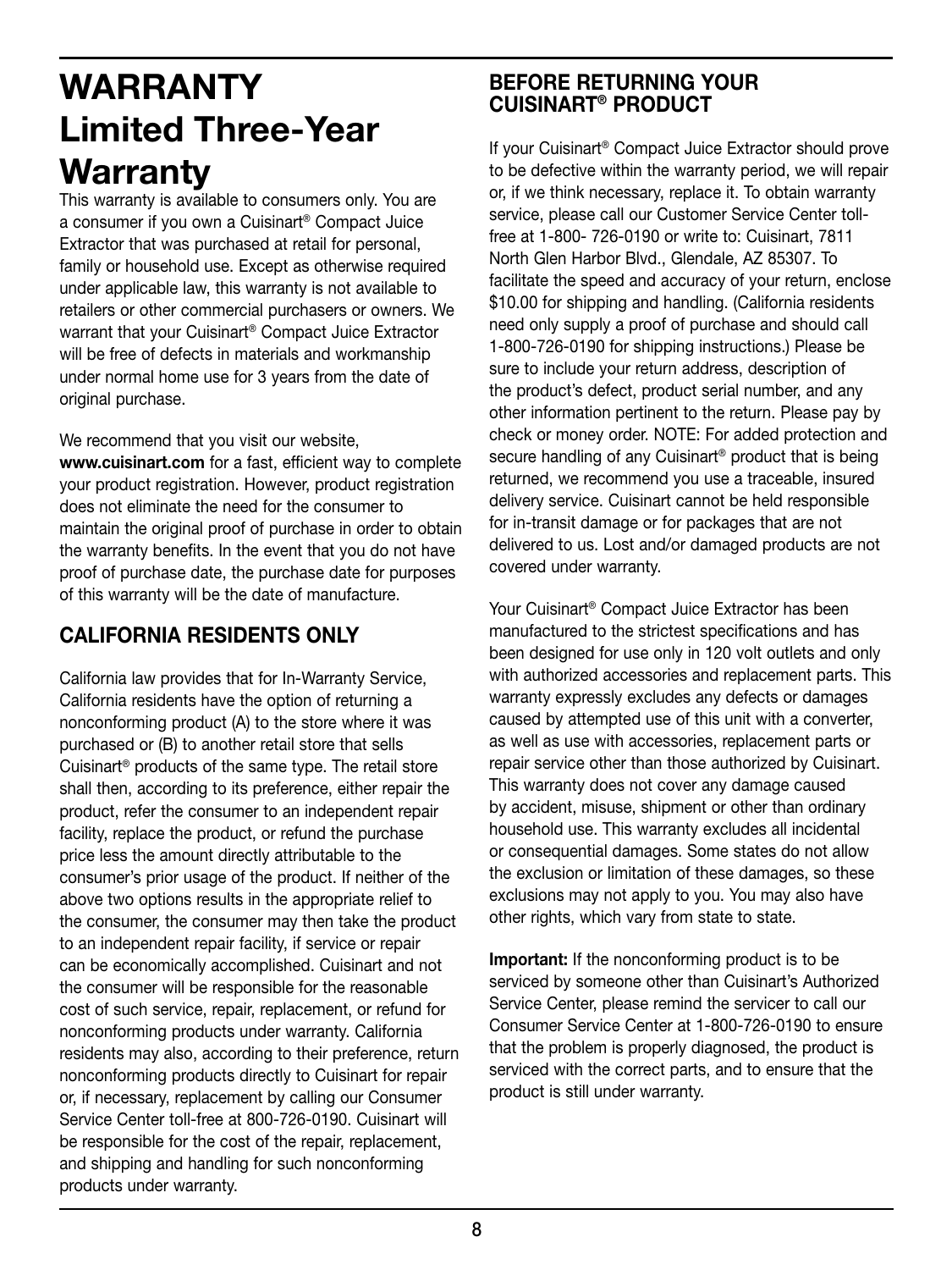# WARRANTY
# Limited Three-Year Warranty

This warranty is available to consumers only. You are a consumer if you own a Cuisinart® Compact Juice Extractor that was purchased at retail for personal, family or household use. Except as otherwise required under applicable law, this warranty is not available to retailers or other commercial purchasers or owners. We warrant that your Cuisinart® Compact Juice Extractor will be free of defects in materials and workmanship under normal home use for 3 years from the date of original purchase.

We recommend that you visit our website, **www.cuisinart.com** for a fast, efficient way to complete your product registration. However, product registration does not eliminate the need for the consumer to maintain the original proof of purchase in order to obtain the warranty benefits. In the event that you do not have proof of purchase date, the purchase date for purposes of this warranty will be the date of manufacture.

## CALIFORNIA RESIDENTS ONLY

California law provides that for In-Warranty Service, California residents have the option of returning a nonconforming product (A) to the store where it was purchased or (B) to another retail store that sells Cuisinart® products of the same type. The retail store shall then, according to its preference, either repair the product, refer the consumer to an independent repair facility, replace the product, or refund the purchase price less the amount directly attributable to the consumer's prior usage of the product. If neither of the above two options results in the appropriate relief to the consumer, the consumer may then take the product to an independent repair facility, if service or repair can be economically accomplished. Cuisinart and not the consumer will be responsible for the reasonable cost of such service, repair, replacement, or refund for nonconforming products under warranty. California residents may also, according to their preference, return nonconforming products directly to Cuisinart for repair or, if necessary, replacement by calling our Consumer Service Center toll-free at 800-726-0190. Cuisinart will be responsible for the cost of the repair, replacement, and shipping and handling for such nonconforming products under warranty.

## BEFORE RETURNING YOUR CUISINART® PRODUCT

If your Cuisinart® Compact Juice Extractor should prove to be defective within the warranty period, we will repair or, if we think necessary, replace it. To obtain warranty service, please call our Customer Service Center toll-free at 1-800- 726-0190 or write to: Cuisinart, 7811 North Glen Harbor Blvd., Glendale, AZ 85307. To facilitate the speed and accuracy of your return, enclose $10.00 for shipping and handling. (California residents need only supply a proof of purchase and should call 1-800-726-0190 for shipping instructions.) Please be sure to include your return address, description of the product's defect, product serial number, and any other information pertinent to the return. Please pay by check or money order. NOTE: For added protection and secure handling of any Cuisinart® product that is being returned, we recommend you use a traceable, insured delivery service. Cuisinart cannot be held responsible for in-transit damage or for packages that are not delivered to us. Lost and/or damaged products are not covered under warranty.

Your Cuisinart® Compact Juice Extractor has been manufactured to the strictest specifications and has been designed for use only in 120 volt outlets and only with authorized accessories and replacement parts. This warranty expressly excludes any defects or damages caused by attempted use of this unit with a converter, as well as use with accessories, replacement parts or repair service other than those authorized by Cuisinart. This warranty does not cover any damage caused by accident, misuse, shipment or other than ordinary household use. This warranty excludes all incidental or consequential damages. Some states do not allow the exclusion or limitation of these damages, so these exclusions may not apply to you. You may also have other rights, which vary from state to state.

**Important:** If the nonconforming product is to be serviced by someone other than Cuisinart's Authorized Service Center, please remind the servicer to call our Consumer Service Center at 1-800-726-0190 to ensure that the problem is properly diagnosed, the product is serviced with the correct parts, and to ensure that the product is still under warranty.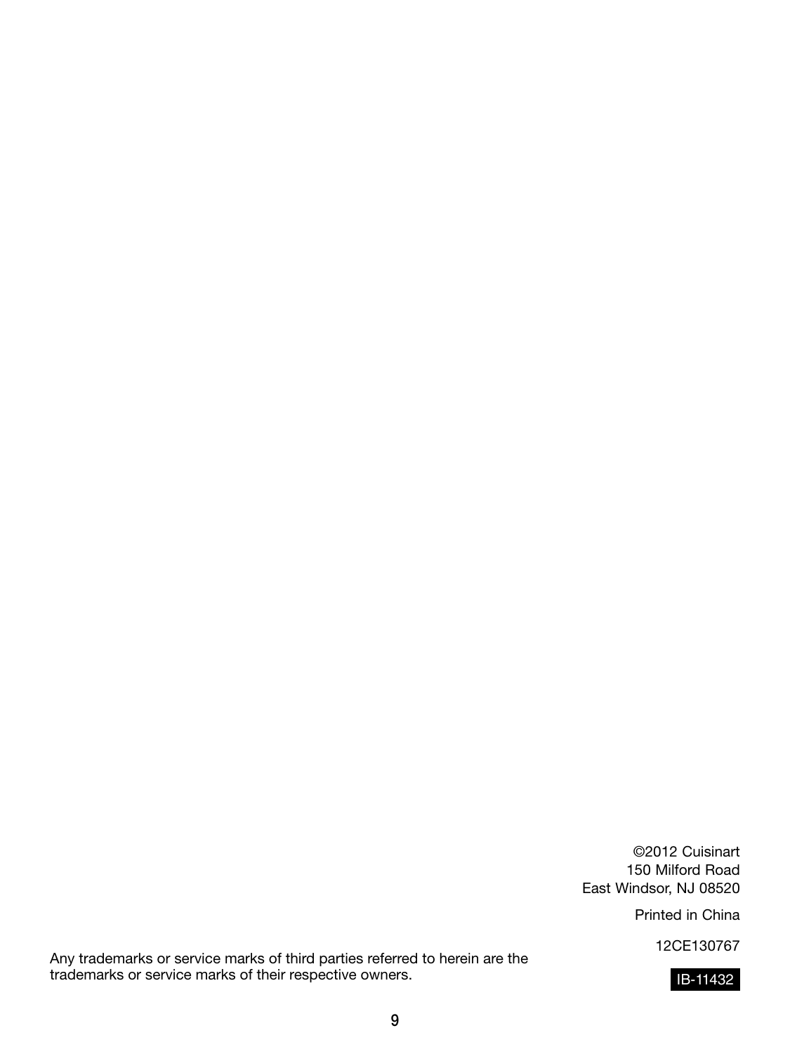©2012 Cuisinart
150 Milford Road
East Windsor, NJ 08520

Printed in China

12CE130767

Any trademarks or service marks of third parties referred to herein are the trademarks or service marks of their respective owners.

IB-11432